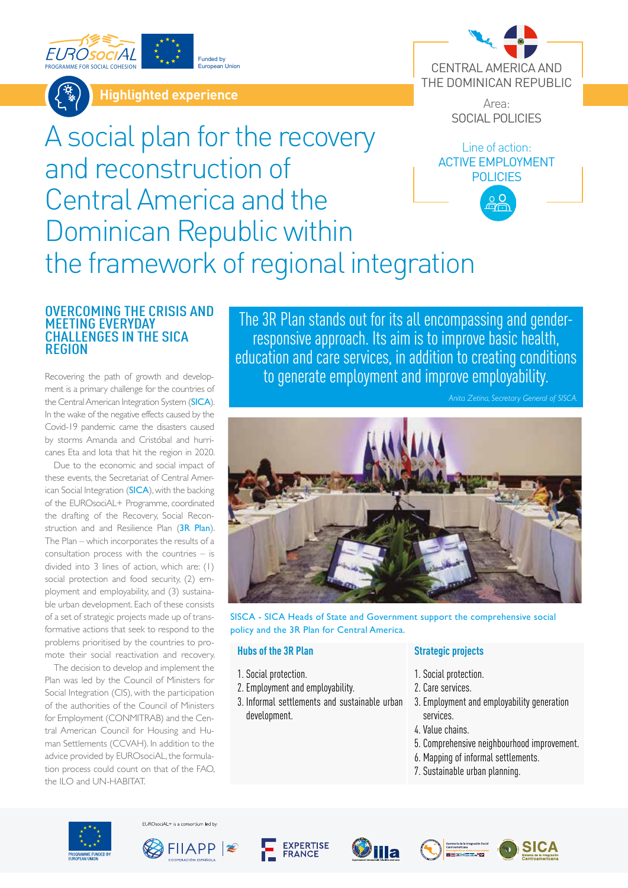EUROsociAL PROGRAMME FOR SOCIAL COHESION — Funded by European Union

Highlighted experience

CENTRAL AMERICA AND THE DOMINICAN REPUBLIC

Area: SOCIAL POLICIES

Line of action: ACTIVE EMPLOYMENT POLICIES

# A social plan for the recovery and reconstruction of Central America and the Dominican Republic within the framework of regional integration

## OVERCOMING THE CRISIS AND MEETING EVERYDAY CHALLENGES IN THE SICA REGION

Recovering the path of growth and development is a primary challenge for the countries of the Central American Integration System (SICA). In the wake of the negative effects caused by the Covid-19 pandemic came the disasters caused by storms Amanda and Cristóbal and hurricanes Eta and Iota that hit the region in 2020.

Due to the economic and social impact of these events, the Secretariat of Central American Social Integration (SICA), with the backing of the EUROsociAL+ Programme, coordinated the drafting of the Recovery, Social Reconstruction and and Resilience Plan (3R Plan). The Plan – which incorporates the results of a consultation process with the countries – is divided into 3 lines of action, which are: (1) social protection and food security, (2) employment and employability, and (3) sustainable urban development. Each of these consists of a set of strategic projects made up of transformative actions that seek to respond to the problems prioritised by the countries to promote their social reactivation and recovery.

The decision to develop and implement the Plan was led by the Council of Ministers for Social Integration (CIS), with the participation of the authorities of the Council of Ministers for Employment (CONMITRAB) and the Central American Council for Housing and Human Settlements (CCVAH). In addition to the advice provided by EUROsociAL, the formulation process could count on that of the FAO, the ILO and UN-HABITAT.

> The 3R Plan stands out for its all encompassing and gender-responsive approach. Its aim is to improve basic health, education and care services, in addition to creating conditions to generate employment and improve employability.
>
> *Anita Zetina, Secretary General of SISCA.*

SISCA - SICA Heads of State and Government support the comprehensive social policy and the 3R Plan for Central America.

### Hubs of the 3R Plan

1. Social protection.
2. Employment and employability.
3. Informal settlements and sustainable urban development.

### Strategic projects

1. Social protection.
2. Care services.
3. Employment and employability generation services.
4. Value chains.
5. Comprehensive neighbourhood improvement.
6. Mapping of informal settlements.
7. Sustainable urban planning.

PROGRAMME FUNDED BY EUROPEAN UNION — EUROsociAL+ is a consortium led by: FIIAPP, EXPERTISE FRANCE, IILA, Secretaría de la Integración Social Centroamericana, SICA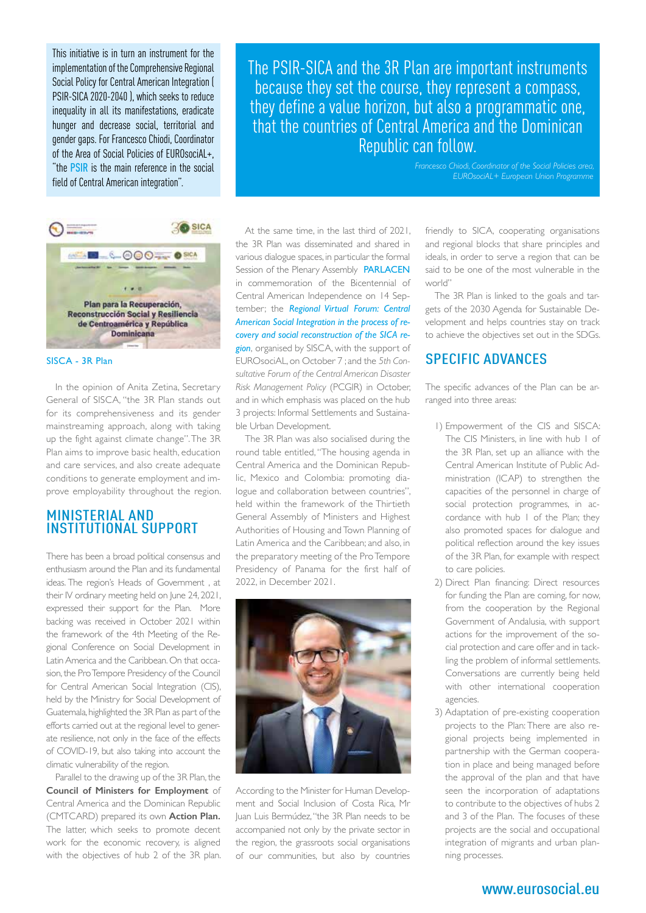This initiative is in turn an instrument for the implementation of the Comprehensive Regional Social Policy for Central American Integration ( PSIR-SICA 2020-2040 ), which seeks to reduce inequality in all its manifestations, eradicate hunger and decrease social, territorial and gender gaps. For Francesco Chiodi, Coordinator of the Area of Social Policies of EUROsociAL+, "the PSIR is the main reference in the social field of Central American integration".

> The PSIR-SICA and the 3R Plan are important instruments because they set the course, they represent a compass, they define a value horizon, but also a programmatic one, that the countries of Central America and the Dominican Republic can follow.
>
> *Francesco Chiodi, Coordinator of the Social Policies area, EUROsociAL+ European Union Programme*

SISCA - 3R Plan

In the opinion of Anita Zetina, Secretary General of SISCA, "the 3R Plan stands out for its comprehensiveness and its gender mainstreaming approach, along with taking up the fight against climate change". The 3R Plan aims to improve basic health, education and care services, and also create adequate conditions to generate employment and improve employability throughout the region.

## MINISTERIAL AND INSTITUTIONAL SUPPORT

There has been a broad political consensus and enthusiasm around the Plan and its fundamental ideas. The region's Heads of Government , at their IV ordinary meeting held on June 24, 2021, expressed their support for the Plan. More backing was received in October 2021 within the framework of the 4th Meeting of the Regional Conference on Social Development in Latin America and the Caribbean. On that occasion, the Pro Tempore Presidency of the Council for Central American Social Integration (CIS), held by the Ministry for Social Development of Guatemala, highlighted the 3R Plan as part of the efforts carried out at the regional level to generate resilience, not only in the face of the effects of COVID-19, but also taking into account the climatic vulnerability of the region.

Parallel to the drawing up of the 3R Plan, the **Council of Ministers for Employment** of Central America and the Dominican Republic (CMTCARD) prepared its own **Action Plan.** The latter, which seeks to promote decent work for the economic recovery, is aligned with the objectives of hub 2 of the 3R plan.

At the same time, in the last third of 2021, the 3R Plan was disseminated and shared in various dialogue spaces, in particular the formal Session of the Plenary Assembly PARLACEN in commemoration of the Bicentennial of Central American Independence on 14 September; the *Regional Virtual Forum: Central American Social Integration in the process of recovery and social reconstruction of the SICA region*, organised by SISCA, with the support of EUROsociAL, on October 7 ; and the *5th Consultative Forum of the Central American Disaster Risk Management Policy* (PCGIR) in October, and in which emphasis was placed on the hub 3 projects: Informal Settlements and Sustainable Urban Development.

The 3R Plan was also socialised during the round table entitled, "The housing agenda in Central America and the Dominican Republic, Mexico and Colombia: promoting dialogue and collaboration between countries", held within the framework of the Thirtieth General Assembly of Ministers and Highest Authorities of Housing and Town Planning of Latin America and the Caribbean; and also, in the preparatory meeting of the Pro Tempore Presidency of Panama for the first half of 2022, in December 2021.

According to the Minister for Human Development and Social Inclusion of Costa Rica, Mr Juan Luis Bermúdez, "the 3R Plan needs to be accompanied not only by the private sector in the region, the grassroots social organisations of our communities, but also by countries friendly to SICA, cooperating organisations and regional blocks that share principles and ideals, in order to serve a region that can be said to be one of the most vulnerable in the world"

The 3R Plan is linked to the goals and targets of the 2030 Agenda for Sustainable Development and helps countries stay on track to achieve the objectives set out in the SDGs.

## SPECIFIC ADVANCES

The specific advances of the Plan can be arranged into three areas:

1) Empowerment of the CIS and SISCA: The CIS Ministers, in line with hub 1 of the 3R Plan, set up an alliance with the Central American Institute of Public Administration (ICAP) to strengthen the capacities of the personnel in charge of social protection programmes, in accordance with hub 1 of the Plan; they also promoted spaces for dialogue and political reflection around the key issues of the 3R Plan, for example with respect to care policies.
2) Direct Plan financing: Direct resources for funding the Plan are coming, for now, from the cooperation by the Regional Government of Andalusia, with support actions for the improvement of the social protection and care offer and in tackling the problem of informal settlements. Conversations are currently being held with other international cooperation agencies.
3) Adaptation of pre-existing cooperation projects to the Plan: There are also regional projects being implemented in partnership with the German cooperation in place and being managed before the approval of the plan and that have seen the incorporation of adaptations to contribute to the objectives of hubs 2 and 3 of the Plan. The focuses of these projects are the social and occupational integration of migrants and urban planning processes.